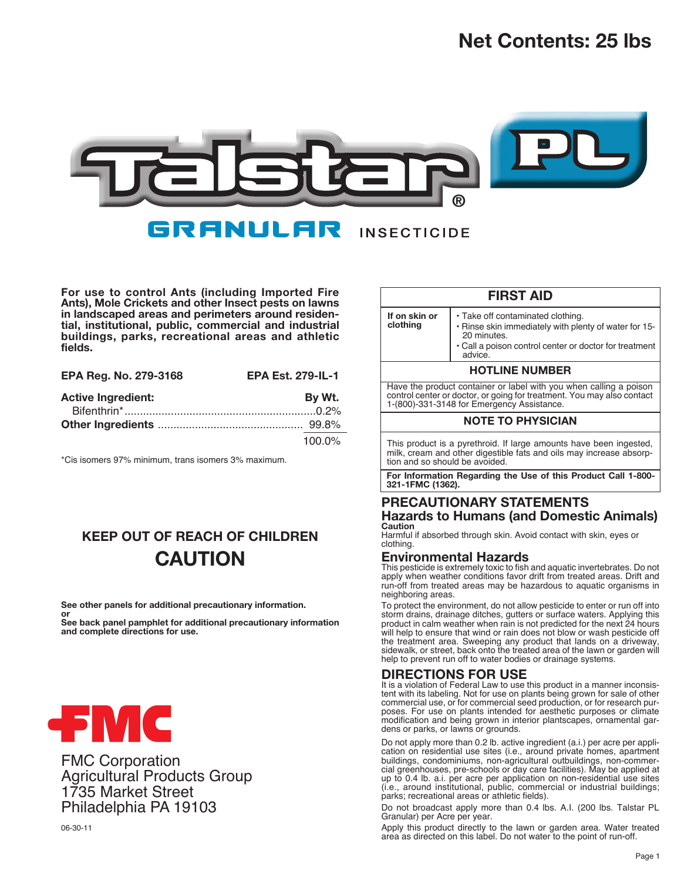# Net Contents: 25 lbs

# Talstar® PL

## GRANULAR INSECTICIDE

**For use to control Ants (including Imported Fire Ants), Mole Crickets and other Insect pests on lawns in landscaped areas and perimeters around residential, institutional, public, commercial and industrial buildings, parks, recreational areas and athletic fields.**

**EPA Reg. No. 279-3168** **EPA Est. 279-IL-1**

| **Active Ingredient:** | **By Wt.** |
|---|---|
| Bifenthrin* | 0.2% |
| **Other Ingredients** | 99.8% |
| | 100.0% |

*Cis isomers 97% minimum, trans isomers 3% maximum.

### KEEP OUT OF REACH OF CHILDREN

## CAUTION

**See other panels for additional precautionary information.**
**or**
**See back panel pamphlet for additional precautionary information and complete directions for use.**

FMC

FMC Corporation
Agricultural Products Group
1735 Market Street
Philadelphia PA 19103

06-30-11

| FIRST AID | |
|---|---|
| **If on skin or clothing** | • Take off contaminated clothing.<br>• Rinse skin immediately with plenty of water for 15-20 minutes.<br>• Call a poison control center or doctor for treatment advice. |
| **HOTLINE NUMBER** | |
| Have the product container or label with you when calling a poison control center or doctor, or going for treatment. You may also contact 1-(800)-331-3148 for Emergency Assistance. | |
| **NOTE TO PHYSICIAN** | |
| This product is a pyrethroid. If large amounts have been ingested, milk, cream and other digestible fats and oils may increase absorption and so should be avoided. | |
| **For Information Regarding the Use of this Product Call 1-800-321-1FMC (1362).** | |

## PRECAUTIONARY STATEMENTS

### Hazards to Humans (and Domestic Animals)

**Caution**

Harmful if absorbed through skin. Avoid contact with skin, eyes or clothing.

### Environmental Hazards

This pesticide is extremely toxic to fish and aquatic invertebrates. Do not apply when weather conditions favor drift from treated areas. Drift and run-off from treated areas may be hazardous to aquatic organisms in neighboring areas.

To protect the environment, do not allow pesticide to enter or run off into storm drains, drainage ditches, gutters or surface waters. Applying this product in calm weather when rain is not predicted for the next 24 hours will help to ensure that wind or rain does not blow or wash pesticide off the treatment area. Sweeping any product that lands on a driveway, sidewalk, or street, back onto the treated area of the lawn or garden will help to prevent run off to water bodies or drainage systems.

## DIRECTIONS FOR USE

It is a violation of Federal Law to use this product in a manner inconsistent with its labeling. Not for use on plants being grown for sale of other commercial use, or for commercial seed production, or for research purposes. For use on plants intended for aesthetic purposes or climate modification and being grown in interior plantscapes, ornamental gardens or parks, or lawns or grounds.

Do not apply more than 0.2 lb. active ingredient (a.i.) per acre per application on residential use sites (i.e., around private homes, apartment buildings, condominiums, non-agricultural outbuildings, non-commercial greenhouses, pre-schools or day care facilities). May be applied at up to 0.4 lb. a.i. per acre per application on non-residential use sites (i.e., around institutional, public, commercial or industrial buildings; parks; recreational areas or athletic fields).

Do not broadcast apply more than 0.4 lbs. A.I. (200 lbs. Talstar PL Granular) per Acre per year.

Apply this product directly to the lawn or garden area. Water treated area as directed on this label. Do not water to the point of run-off.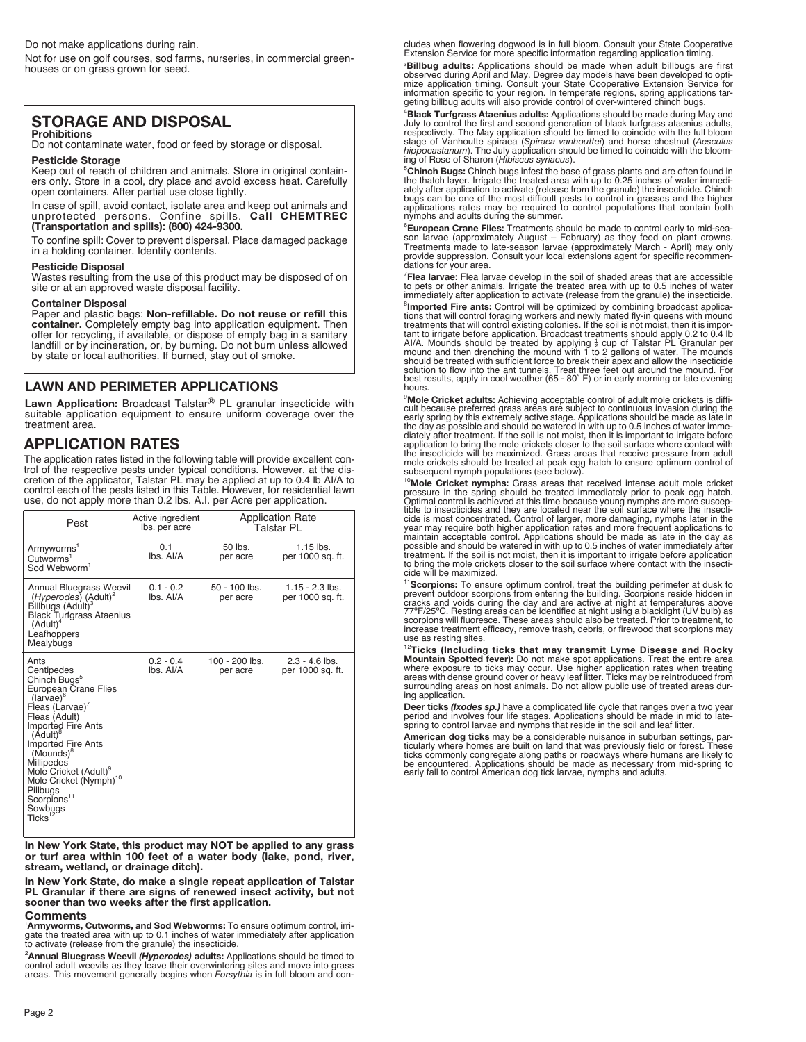Do not make applications during rain.

Not for use on golf courses, sod farms, nurseries, in commercial greenhouses or on grass grown for seed.

## STORAGE AND DISPOSAL

**Prohibitions**

Do not contaminate water, food or feed by storage or disposal.

**Pesticide Storage**

Keep out of reach of children and animals. Store in original containers only. Store in a cool, dry place and avoid excess heat. Carefully open containers. After partial use close tightly.

In case of spill, avoid contact, isolate area and keep out animals and unprotected persons. Confine spills. **Call CHEMTREC (Transportation and spills): (800) 424-9300.**

To confine spill: Cover to prevent dispersal. Place damaged package in a holding container. Identify contents.

**Pesticide Disposal**

Wastes resulting from the use of this product may be disposed of on site or at an approved waste disposal facility.

**Container Disposal**

Paper and plastic bags: **Non-refillable. Do not reuse or refill this container.** Completely empty bag into application equipment. Then offer for recycling, if available, or dispose of empty bag in a sanitary landfill or by incineration, or, by burning. Do not burn unless allowed by state or local authorities. If burned, stay out of smoke.

## LAWN AND PERIMETER APPLICATIONS

**Lawn Application:** Broadcast Talstar® PL granular insecticide with suitable application equipment to ensure uniform coverage over the treatment area.

## APPLICATION RATES

The application rates listed in the following table will provide excellent control of the respective pests under typical conditions. However, at the discretion of the applicator, Talstar PL may be applied at up to 0.4 lb AI/A to control each of the pests listed in this Table. However, for residential lawn use, do not apply more than 0.2 lbs. A.I. per Acre per application.

| Pest | Active ingredient lbs. per acre | Application Rate Talstar PL | |
|---|---|---|---|
| Armyworms[1]<br>Cutworms[1]<br>Sod Webworm[1] | 0.1 lbs. AI/A | 50 lbs. per acre | 1.15 lbs. per 1000 sq. ft. |
| Annual Bluegrass Weevil (*Hyperodes*) (Adult)[2]<br>Billbugs (Adult)[3]<br>Black Turfgrass Ataenius (Adult)[4]<br>Leafhoppers<br>Mealybugs | 0.1 - 0.2 lbs. AI/A | 50 - 100 lbs. per acre | 1.15 - 2.3 lbs. per 1000 sq. ft. |
| Ants<br>Centipedes<br>Chinch Bugs[5]<br>European Crane Flies (larvae)[6]<br>Fleas (Larvae)[7]<br>Fleas (Adult)<br>Imported Fire Ants (Adult)[8]<br>Imported Fire Ants (Mounds)[8]<br>Millipedes<br>Mole Cricket (Adult)[9]<br>Mole Cricket (Nymph)[10]<br>Pillbugs<br>Scorpions[11]<br>Sowbugs<br>Ticks[12] | 0.2 - 0.4 lbs. AI/A | 100 - 200 lbs. per acre | 2.3 - 4.6 lbs. per 1000 sq. ft. |

**In New York State, this product may NOT be applied to any grass or turf area within 100 feet of a water body (lake, pond, river, stream, wetland, or drainage ditch).**

**In New York State, do make a single repeat application of Talstar PL Granular if there are signs of renewed insect activity, but not sooner than two weeks after the first application.**

### Comments

[1]**Armyworms, Cutworms, and Sod Webworms:** To ensure optimum control, irrigate the treated area with up to 0.1 inches of water immediately after application to activate (release from the granule) the insecticide.

[2]**Annual Bluegrass Weevil *(Hyperodes)* adults:** Applications should be timed to control adult weevils as they leave their overwintering sites and move into grass areas. This movement generally begins when *Forsythia* is in full bloom and concludes when flowering dogwood is in full bloom. Consult your State Cooperative Extension Service for more specific information regarding application timing.

[3]**Billbug adults:** Applications should be made when adult billbugs are first observed during April and May. Degree day models have been developed to optimize application timing. Consult your State Cooperative Extension Service for information specific to your region. In temperate regions, spring applications targeting billbug adults will also provide control of over-wintered chinch bugs.

[4]**Black Turfgrass Ataenius adults:** Applications should be made during May and July to control the first and second generation of black turfgrass ataenius adults, respectively. The May application should be timed to coincide with the full bloom stage of Vanhoutte spiraea (*Spiraea vanhouttei*) and horse chestnut (*Aesculus hippocastanum*). The July application should be timed to coincide with the blooming of Rose of Sharon (*Hibiscus syriacus*).

[5]**Chinch Bugs:** Chinch bugs infest the base of grass plants and are often found in the thatch layer. Irrigate the treated area with up to 0.25 inches of water immediately after application to activate (release from the granule) the insecticide. Chinch bugs can be one of the most difficult pests to control in grasses and the higher applications rates may be required to control populations that contain both nymphs and adults during the summer.

[6]**European Crane Flies:** Treatments should be made to control early to mid-season larvae (approximately August – February) as they feed on plant crowns. Treatments made to late-season larvae (approximately March - April) may only provide suppression. Consult your local extensions agent for specific recommendations for your area.

[7]**Flea larvae:** Flea larvae develop in the soil of shaded areas that are accessible to pets or other animals. Irrigate the treated area with up to 0.5 inches of water immediately after application to activate (release from the granule) the insecticide.

[8]**Imported Fire ants:** Control will be optimized by combining broadcast applications that will control foraging workers and newly mated fly-in queens with mound treatments that will control existing colonies. If the soil is not moist, then it is important to irrigate before application. Broadcast treatments should apply 0.2 to 0.4 lb AI/A. Mounds should be treated by applying ½ cup of Talstar PL Granular per mound and then drenching the mound with 1 to 2 gallons of water. The mounds should be treated with sufficient force to break their apex and allow the insecticide solution to flow into the ant tunnels. Treat three feet out around the mound. For best results, apply in cool weather (65 - 80˚ F) or in early morning or late evening hours.

[9]**Mole Cricket adults:** Achieving acceptable control of adult mole crickets is difficult because preferred grass areas are subject to continuous invasion during the early spring by this extremely active stage. Applications should be made as late in the day as possible and should be watered in with up to 0.5 inches of water immediately after treatment. If the soil is not moist, then it is important to irrigate before application to bring the mole crickets closer to the soil surface where contact with the insecticide will be maximized. Grass areas that receive pressure from adult mole crickets should be treated at peak egg hatch to ensure optimum control of subsequent nymph populations (see below).

[10]**Mole Cricket nymphs:** Grass areas that received intense adult mole cricket pressure in the spring should be treated immediately prior to peak egg hatch. Optimal control is achieved at this time because young nymphs are more susceptible to insecticides and they are located near the soil surface where the insecticide is most concentrated. Control of larger, more damaging, nymphs later in the year may require both higher application rates and more frequent applications to maintain acceptable control. Applications should be made as late in the day as possible and should be watered in with up to 0.5 inches of water immediately after treatment. If the soil is not moist, then it is important to irrigate before application to bring the mole crickets closer to the soil surface where contact with the insecticide will be maximized.

[11]**Scorpions:** To ensure optimum control, treat the building perimeter at dusk to prevent outdoor scorpions from entering the building. Scorpions reside hidden in cracks and voids during the day and are active at night at temperatures above 77°F/25°C. Resting areas can be identified at night using a blacklight (UV bulb) as scorpions will fluoresce. These areas should also be treated. Prior to treatment, to increase treatment efficacy, remove trash, debris, or firewood that scorpions may use as resting sites.

[12]**Ticks (Including ticks that may transmit Lyme Disease and Rocky Mountain Spotted fever):** Do not make spot applications. Treat the entire area where exposure to ticks may occur. Use higher application rates when treating areas with dense ground cover or heavy leaf litter. Ticks may be reintroduced from surrounding areas on host animals. Do not allow public use of treated areas during application.

**Deer ticks *(Ixodes sp.)*** have a complicated life cycle that ranges over a two year period and involves four life stages. Applications should be made in mid to late-spring to control larvae and nymphs that reside in the soil and leaf litter.

**American dog ticks** may be a considerable nuisance in suburban settings, particularly where homes are built on land that was previously field or forest. These ticks commonly congregate along paths or roadways where humans are likely to be encountered. Applications should be made as necessary from mid-spring to early fall to control American dog tick larvae, nymphs and adults.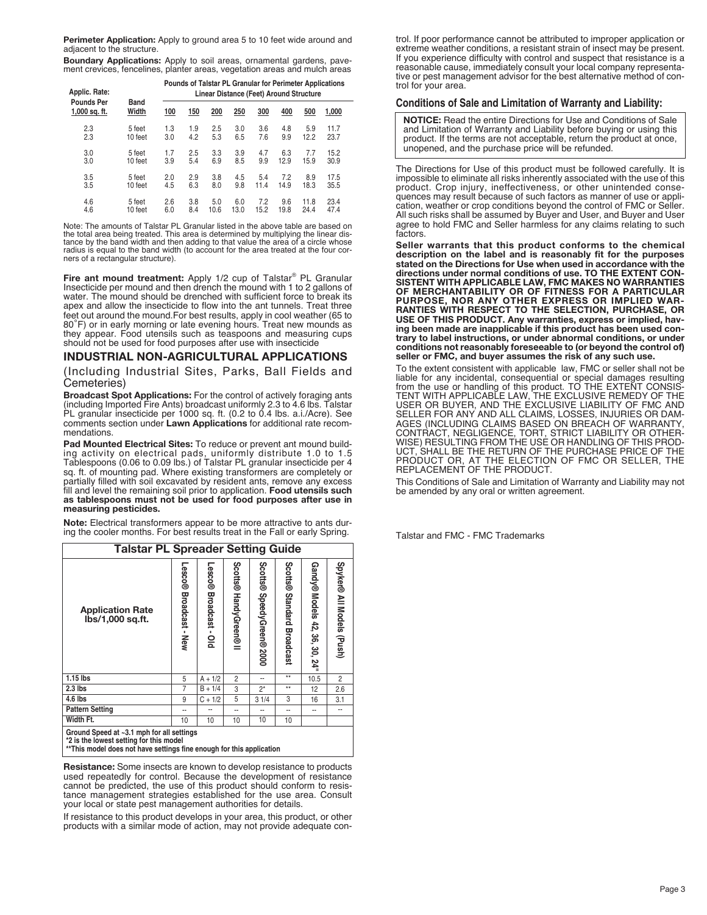**Perimeter Application:** Apply to ground area 5 to 10 feet wide around and adjacent to the structure.

**Boundary Applications:** Apply to soil areas, ornamental gardens, pavement crevices, fencelines, planter areas, vegetation areas and mulch areas

| Applic. Rate: Pounds Per 1,000 sq. ft. | Band Width | Pounds of Talstar PL Granular for Perimeter Applications Linear Distance (Feet) Around Structure | | | | | | | |
|---|---|---|---|---|---|---|---|---|---|
| | | 100 | 150 | 200 | 250 | 300 | 400 | 500 | 1,000 |
| 2.3 | 5 feet | 1.3 | 1.9 | 2.5 | 3.0 | 3.6 | 4.8 | 5.9 | 11.7 |
| 2.3 | 10 feet | 3.0 | 4.2 | 5.3 | 6.5 | 7.6 | 9.9 | 12.2 | 23.7 |
| 3.0 | 5 feet | 1.7 | 2.5 | 3.3 | 3.9 | 4.7 | 6.3 | 7.7 | 15.2 |
| 3.0 | 10 feet | 3.9 | 5.4 | 6.9 | 8.5 | 9.9 | 12.9 | 15.9 | 30.9 |
| 3.5 | 5 feet | 2.0 | 2.9 | 3.8 | 4.5 | 5.4 | 7.2 | 8.9 | 17.5 |
| 3.5 | 10 feet | 4.5 | 6.3 | 8.0 | 9.8 | 11.4 | 14.9 | 18.3 | 35.5 |
| 4.6 | 5 feet | 2.6 | 3.8 | 5.0 | 6.0 | 7.2 | 9.6 | 11.8 | 23.4 |
| 4.6 | 10 feet | 6.0 | 8.4 | 10.6 | 13.0 | 15.2 | 19.8 | 24.4 | 47.4 |

Note: The amounts of Talstar PL Granular listed in the above table are based on the total area being treated. This area is determined by multiplying the linear distance by the band width and then adding to that value the area of a circle whose radius is equal to the band width (to account for the area treated at the four corners of a rectangular structure).

**Fire ant mound treatment:** Apply 1/2 cup of Talstar® PL Granular Insecticide per mound and then drench the mound with 1 to 2 gallons of water. The mound should be drenched with sufficient force to break its apex and allow the insecticide to flow into the ant tunnels. Treat three feet out around the mound.For best results, apply in cool weather (65 to 80˚F) or in early morning or late evening hours. Treat new mounds as they appear. Food utensils such as teaspoons and measuring cups should not be used for food purposes after use with insecticide

## INDUSTRIAL NON-AGRICULTURAL APPLICATIONS

(Including Industrial Sites, Parks, Ball Fields and Cemeteries)

**Broadcast Spot Applications:** For the control of actively foraging ants (including Imported Fire Ants) broadcast uniformly 2.3 to 4.6 lbs. Talstar PL granular insecticide per 1000 sq. ft. (0.2 to 0.4 lbs. a.i./Acre). See comments section under **Lawn Applications** for additional rate recommendations.

**Pad Mounted Electrical Sites:** To reduce or prevent ant mound building activity on electrical pads, uniformly distribute 1.0 to 1.5 Tablespoons (0.06 to 0.09 lbs.) of Talstar PL granular insecticide per 4 sq. ft. of mounting pad. Where existing transformers are completely or partially filled with soil excavated by resident ants, remove any excess fill and level the remaining soil prior to application. **Food utensils such as tablespoons must not be used for food purposes after use in measuring pesticides.**

**Note:** Electrical transformers appear to be more attractive to ants during the cooler months. For best results treat in the Fall or early Spring.

**Talstar PL Spreader Setting Guide**

| Application Rate lbs/1,000 sq.ft. | Lesco® Broadcast - New | Lesco® Broadcast - Old | Scotts® HandyGreen® II | Scotts® SpeedyGreen® 2000 | Scotts® Standard Broadcast | Gandy® Models 42, 36, 30, 24" | Spyker® All Models (Push) |
|---|---|---|---|---|---|---|---|
| 1.15 lbs | 5 | A + 1/2 | 2 | -- | ** | 10.5 | 2 |
| 2.3 lbs | 7 | B + 1/4 | 3 | 2* | ** | 12 | 2.6 |
| 4.6 lbs | 9 | C + 1/2 | 5 | 3 1/4 | 3 | 16 | 3.1 |
| Pattern Setting | -- | -- | -- | -- | -- | -- | -- |
| Width Ft. | 10 | 10 | 10 | 10 | 10 | | |

Ground Speed at ~3.1 mph for all settings
*2 is the lowest setting for this model
**This model does not have settings fine enough for this application

**Resistance:** Some insects are known to develop resistance to products used repeatedly for control. Because the development of resistance cannot be predicted, the use of this product should conform to resistance management strategies established for the use area. Consult your local or state pest management authorities for details.

If resistance to this product develops in your area, this product, or other products with a similar mode of action, may not provide adequate control. If poor performance cannot be attributed to improper application or extreme weather conditions, a resistant strain of insect may be present. If you experience difficulty with control and suspect that resistance is a reasonable cause, immediately consult your local company representative or pest management advisor for the best alternative method of control for your area.

### Conditions of Sale and Limitation of Warranty and Liability:

**NOTICE:** Read the entire Directions for Use and Conditions of Sale and Limitation of Warranty and Liability before buying or using this product. If the terms are not acceptable, return the product at once, unopened, and the purchase price will be refunded.

The Directions for Use of this product must be followed carefully. It is impossible to eliminate all risks inherently associated with the use of this product. Crop injury, ineffectiveness, or other unintended consequences may result because of such factors as manner of use or application, weather or crop conditions beyond the control of FMC or Seller. All such risks shall be assumed by Buyer and User, and Buyer and User agree to hold FMC and Seller harmless for any claims relating to such factors.

**Seller warrants that this product conforms to the chemical description on the label and is reasonably fit for the purposes stated on the Directions for Use when used in accordance with the directions under normal conditions of use. TO THE EXTENT CONSISTENT WITH APPLICABLE LAW, FMC MAKES NO WARRANTIES OF MERCHANTABILITY OR OF FITNESS FOR A PARTICULAR PURPOSE, NOR ANY OTHER EXPRESS OR IMPLIED WARRANTIES WITH RESPECT TO THE SELECTION, PURCHASE, OR USE OF THIS PRODUCT. Any warranties, express or implied, having been made are inapplicable if this product has been used contrary to label instructions, or under abnormal conditions, or under conditions not reasonably foreseeable to (or beyond the control of) seller or FMC, and buyer assumes the risk of any such use.**

To the extent consistent with applicable law, FMC or seller shall not be liable for any incidental, consequential or special damages resulting from the use or handling of this product. TO THE EXTENT CONSISTENT WITH APPLICABLE LAW, THE EXCLUSIVE REMEDY OF THE USER OR BUYER, AND THE EXCLUSIVE LIABILITY OF FMC AND SELLER FOR ANY AND ALL CLAIMS, LOSSES, INJURIES OR DAMAGES (INCLUDING CLAIMS BASED ON BREACH OF WARRANTY, CONTRACT, NEGLIGENCE, TORT, STRICT LIABILITY OR OTHERWISE) RESULTING FROM THE USE OR HANDLING OF THIS PRODUCT, SHALL BE THE RETURN OF THE PURCHASE PRICE OF THE PRODUCT OR, AT THE ELECTION OF FMC OR SELLER, THE REPLACEMENT OF THE PRODUCT.

This Conditions of Sale and Limitation of Warranty and Liability may not be amended by any oral or written agreement.

Talstar and FMC - FMC Trademarks